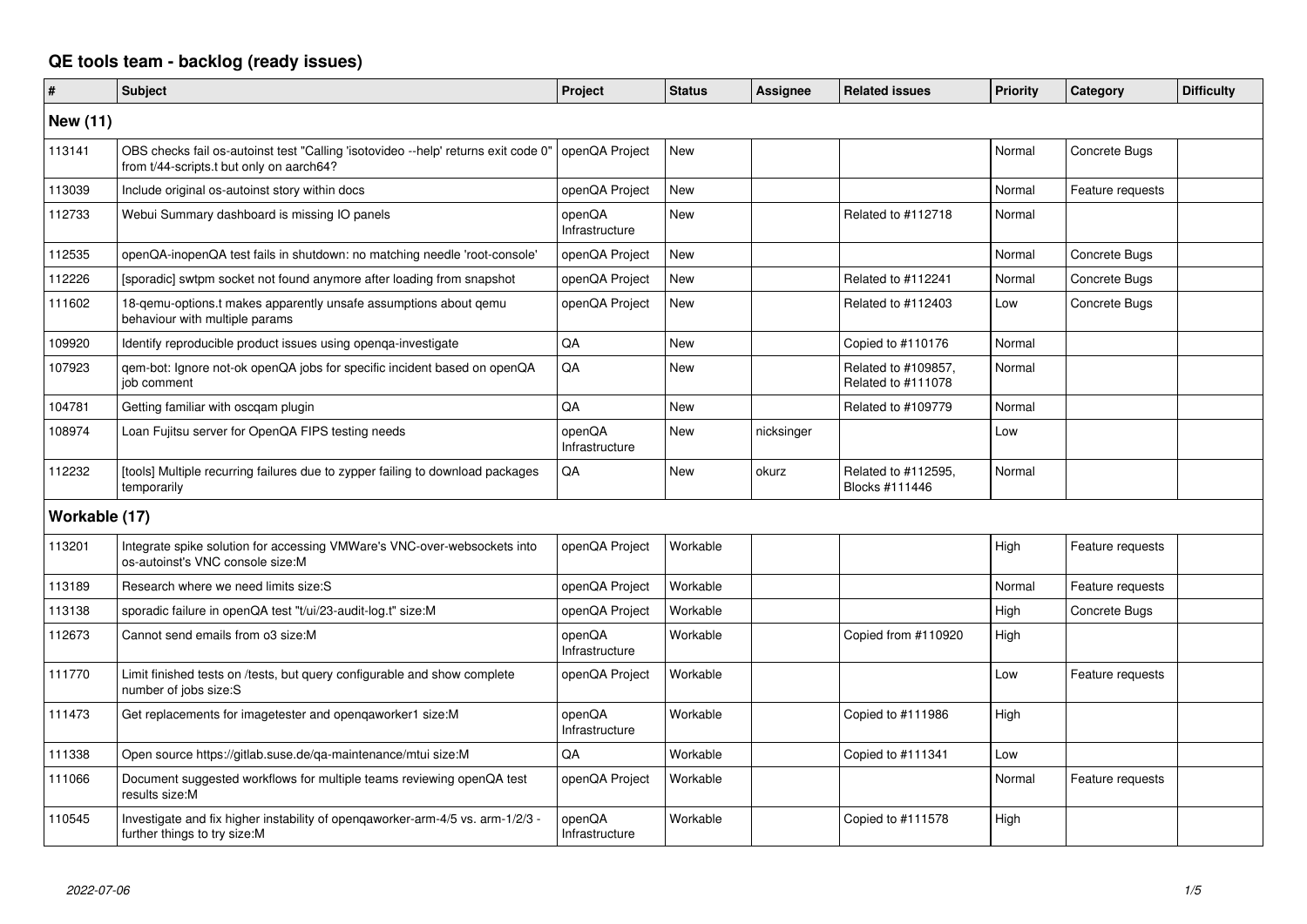# QE tools team - backlog (ready issues)

| # | Subject | Project | Status | Assignee | Related issues | Priority | Category | Difficulty |
|---|---|---|---|---|---|---|---|---|
| **New (11)** | | | | | | | | |
| 113141 | OBS checks fail os-autoinst test "Calling 'isotovideo --help' returns exit code 0" from t/44-scripts.t but only on aarch64? | openQA Project | New | | | Normal | Concrete Bugs | |
| 113039 | Include original os-autoinst story within docs | openQA Project | New | | | Normal | Feature requests | |
| 112733 | Webui Summary dashboard is missing IO panels | openQA Infrastructure | New | | Related to #112718 | Normal | | |
| 112535 | openQA-inopenQA test fails in shutdown: no matching needle 'root-console' | openQA Project | New | | | Normal | Concrete Bugs | |
| 112226 | [sporadic] swtpm socket not found anymore after loading from snapshot | openQA Project | New | | Related to #112241 | Normal | Concrete Bugs | |
| 111602 | 18-qemu-options.t makes apparently unsafe assumptions about qemu behaviour with multiple params | openQA Project | New | | Related to #112403 | Low | Concrete Bugs | |
| 109920 | Identify reproducible product issues using openqa-investigate | QA | New | | Copied to #110176 | Normal | | |
| 107923 | qem-bot: Ignore not-ok openQA jobs for specific incident based on openQA job comment | QA | New | | Related to #109857, Related to #111078 | Normal | | |
| 104781 | Getting familiar with oscqam plugin | QA | New | | Related to #109779 | Normal | | |
| 108974 | Loan Fujitsu server for OpenQA FIPS testing needs | openQA Infrastructure | New | nicksinger | | Low | | |
| 112232 | [tools] Multiple recurring failures due to zypper failing to download packages temporarily | QA | New | okurz | Related to #112595, Blocks #111446 | Normal | | |
| **Workable (17)** | | | | | | | | |
| 113201 | Integrate spike solution for accessing VMWare's VNC-over-websockets into os-autoinst's VNC console size:M | openQA Project | Workable | | | High | Feature requests | |
| 113189 | Research where we need limits size:S | openQA Project | Workable | | | Normal | Feature requests | |
| 113138 | sporadic failure in openQA test "t/ui/23-audit-log.t" size:M | openQA Project | Workable | | | High | Concrete Bugs | |
| 112673 | Cannot send emails from o3 size:M | openQA Infrastructure | Workable | | Copied from #110920 | High | | |
| 111770 | Limit finished tests on /tests, but query configurable and show complete number of jobs size:S | openQA Project | Workable | | | Low | Feature requests | |
| 111473 | Get replacements for imagetester and openqaworker1 size:M | openQA Infrastructure | Workable | | Copied to #111986 | High | | |
| 111338 | Open source https://gitlab.suse.de/qa-maintenance/mtui size:M | QA | Workable | | Copied to #111341 | Low | | |
| 111066 | Document suggested workflows for multiple teams reviewing openQA test results size:M | openQA Project | Workable | | | Normal | Feature requests | |
| 110545 | Investigate and fix higher instability of openqaworker-arm-4/5 vs. arm-1/2/3 - further things to try size:M | openQA Infrastructure | Workable | | Copied to #111578 | High | | |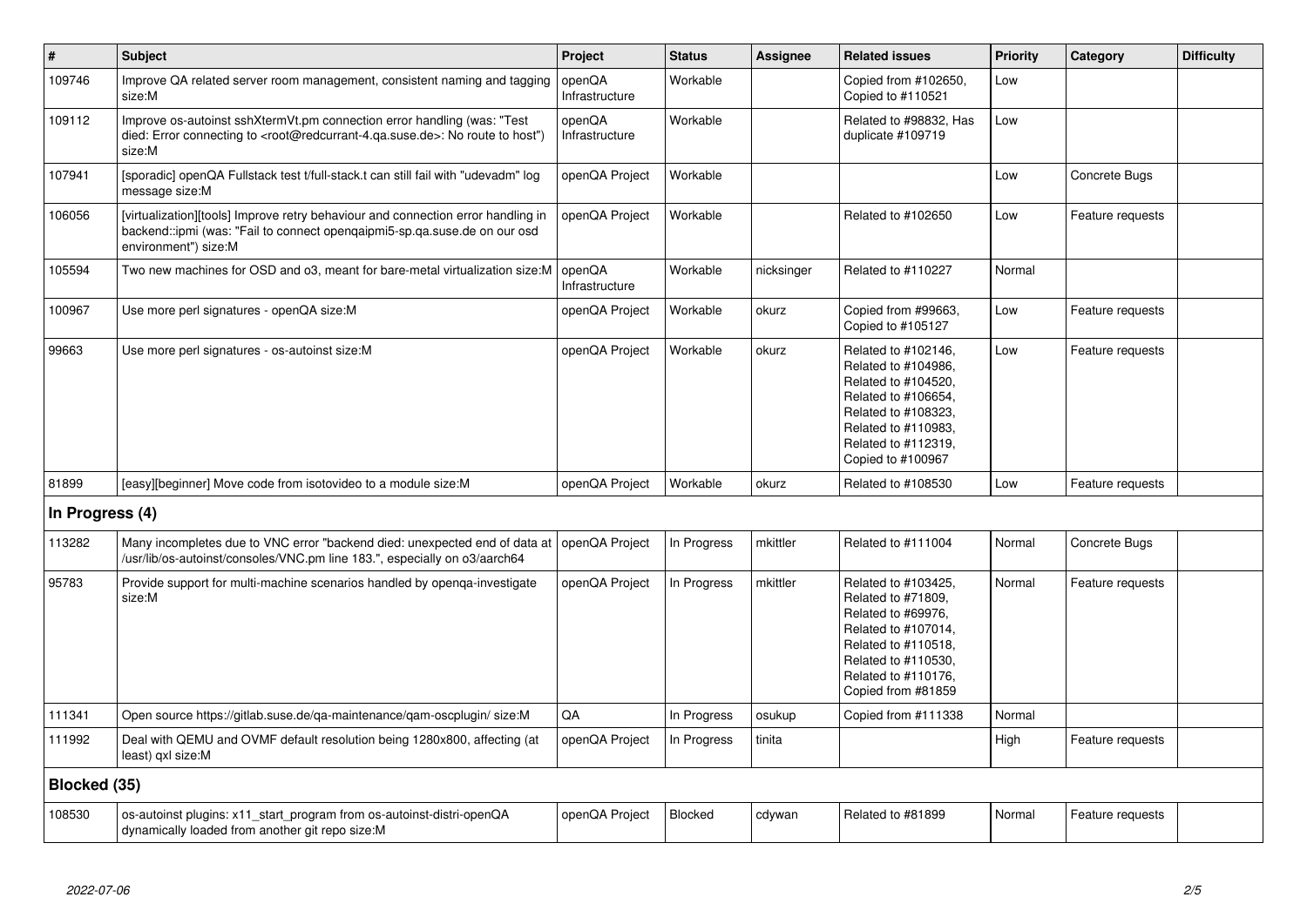| # | Subject | Project | Status | Assignee | Related issues | Priority | Category | Difficulty |
|---|---|---|---|---|---|---|---|---|
| 109746 | Improve QA related server room management, consistent naming and tagging size:M | openQA Infrastructure | Workable | | Copied from #102650, Copied to #110521 | Low | | |
| 109112 | Improve os-autoinst sshXtermVt.pm connection error handling (was: "Test died: Error connecting to <root@redcurrant-4.qa.suse.de>: No route to host") size:M | openQA Infrastructure | Workable | | Related to #98832, Has duplicate #109719 | Low | | |
| 107941 | [sporadic] openQA Fullstack test t/full-stack.t can still fail with "udevadm" log message size:M | openQA Project | Workable | | | Low | Concrete Bugs | |
| 106056 | [virtualization][tools] Improve retry behaviour and connection error handling in backend::ipmi (was: "Fail to connect openqaipmi5-sp.qa.suse.de on our osd environment") size:M | openQA Project | Workable | | Related to #102650 | Low | Feature requests | |
| 105594 | Two new machines for OSD and o3, meant for bare-metal virtualization size:M | openQA Infrastructure | Workable | nicksinger | Related to #110227 | Normal | | |
| 100967 | Use more perl signatures - openQA size:M | openQA Project | Workable | okurz | Copied from #99663, Copied to #105127 | Low | Feature requests | |
| 99663 | Use more perl signatures - os-autoinst size:M | openQA Project | Workable | okurz | Related to #102146, Related to #104986, Related to #104520, Related to #106654, Related to #108323, Related to #110983, Related to #112319, Copied to #100967 | Low | Feature requests | |
| 81899 | [easy][beginner] Move code from isotovideo to a module size:M | openQA Project | Workable | okurz | Related to #108530 | Low | Feature requests | |
| **In Progress (4)** | | | | | | | | |
| 113282 | Many incompletes due to VNC error "backend died: unexpected end of data at /usr/lib/os-autoinst/consoles/VNC.pm line 183.", especially on o3/aarch64 | openQA Project | In Progress | mkittler | Related to #111004 | Normal | Concrete Bugs | |
| 95783 | Provide support for multi-machine scenarios handled by openqa-investigate size:M | openQA Project | In Progress | mkittler | Related to #103425, Related to #71809, Related to #69976, Related to #107014, Related to #110518, Related to #110530, Related to #110176, Copied from #81859 | Normal | Feature requests | |
| 111341 | Open source https://gitlab.suse.de/qa-maintenance/qam-oscplugin/ size:M | QA | In Progress | osukup | Copied from #111338 | Normal | | |
| 111992 | Deal with QEMU and OVMF default resolution being 1280x800, affecting (at least) qxl size:M | openQA Project | In Progress | tinita | | High | Feature requests | |
| **Blocked (35)** | | | | | | | | |
| 108530 | os-autoinst plugins: x11_start_program from os-autoinst-distri-openQA dynamically loaded from another git repo size:M | openQA Project | Blocked | cdywan | Related to #81899 | Normal | Feature requests | |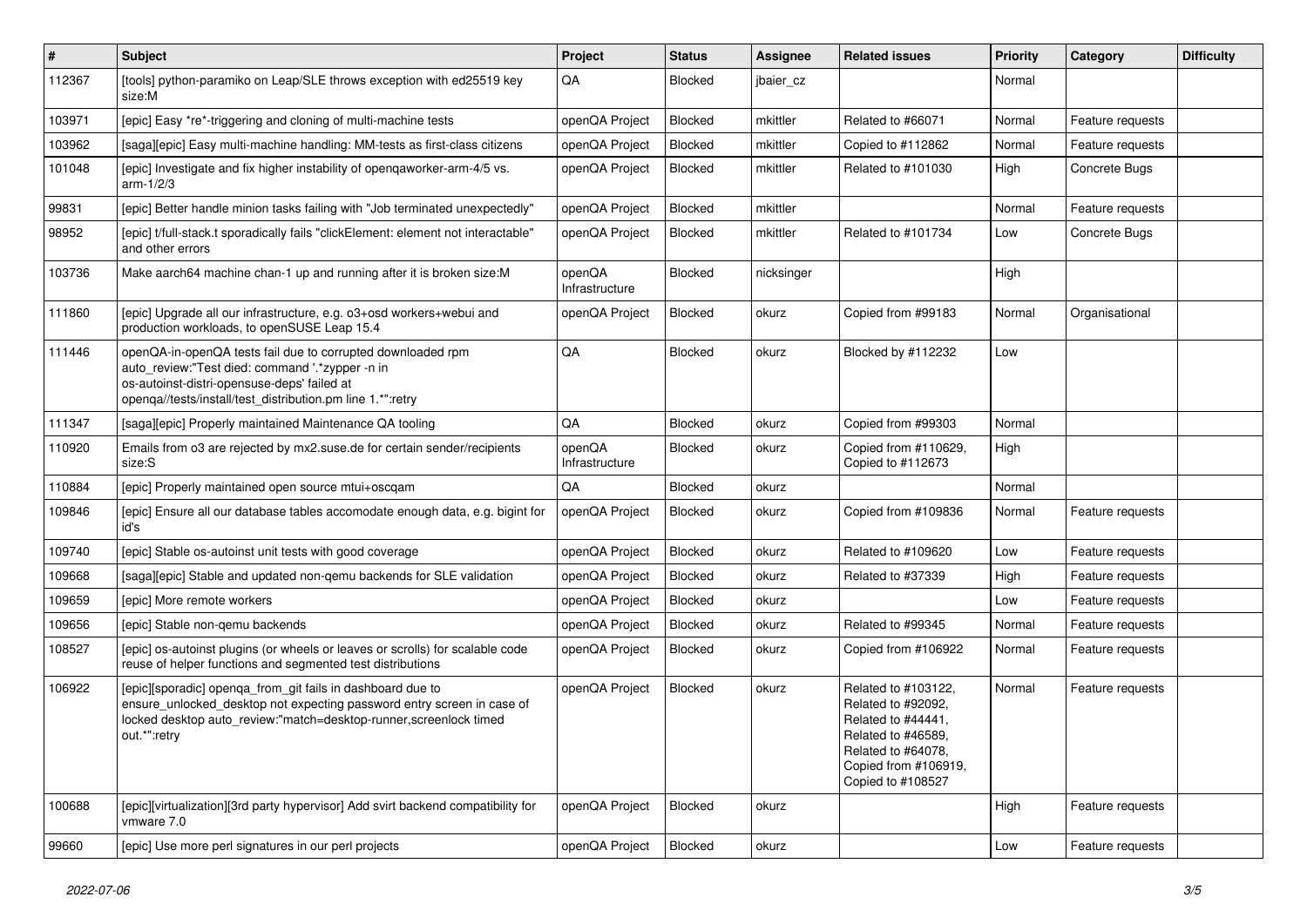| # | Subject | Project | Status | Assignee | Related issues | Priority | Category | Difficulty |
|---|---|---|---|---|---|---|---|---|
| 112367 | [tools] python-paramiko on Leap/SLE throws exception with ed25519 key size:M | QA | Blocked | jbaier_cz | | Normal | | |
| 103971 | [epic] Easy *re*-triggering and cloning of multi-machine tests | openQA Project | Blocked | mkittler | Related to #66071 | Normal | Feature requests | |
| 103962 | [saga][epic] Easy multi-machine handling: MM-tests as first-class citizens | openQA Project | Blocked | mkittler | Copied to #112862 | Normal | Feature requests | |
| 101048 | [epic] Investigate and fix higher instability of openqaworker-arm-4/5 vs. arm-1/2/3 | openQA Project | Blocked | mkittler | Related to #101030 | High | Concrete Bugs | |
| 99831 | [epic] Better handle minion tasks failing with "Job terminated unexpectedly" | openQA Project | Blocked | mkittler | | Normal | Feature requests | |
| 98952 | [epic] t/full-stack.t sporadically fails "clickElement: element not interactable" and other errors | openQA Project | Blocked | mkittler | Related to #101734 | Low | Concrete Bugs | |
| 103736 | Make aarch64 machine chan-1 up and running after it is broken size:M | openQA Infrastructure | Blocked | nicksinger | | High | | |
| 111860 | [epic] Upgrade all our infrastructure, e.g. o3+osd workers+webui and production workloads, to openSUSE Leap 15.4 | openQA Project | Blocked | okurz | Copied from #99183 | Normal | Organisational | |
| 111446 | openQA-in-openQA tests fail due to corrupted downloaded rpm auto_review:"Test died: command '.*zypper -n in os-autoinst-distri-opensuse-deps' failed at openqa//tests/install/test_distribution.pm line 1.*":retry | QA | Blocked | okurz | Blocked by #112232 | Low | | |
| 111347 | [saga][epic] Properly maintained Maintenance QA tooling | QA | Blocked | okurz | Copied from #99303 | Normal | | |
| 110920 | Emails from o3 are rejected by mx2.suse.de for certain sender/recipients size:S | openQA Infrastructure | Blocked | okurz | Copied from #110629, Copied to #112673 | High | | |
| 110884 | [epic] Properly maintained open source mtui+oscqam | QA | Blocked | okurz | | Normal | | |
| 109846 | [epic] Ensure all our database tables accomodate enough data, e.g. bigint for id's | openQA Project | Blocked | okurz | Copied from #109836 | Normal | Feature requests | |
| 109740 | [epic] Stable os-autoinst unit tests with good coverage | openQA Project | Blocked | okurz | Related to #109620 | Low | Feature requests | |
| 109668 | [saga][epic] Stable and updated non-qemu backends for SLE validation | openQA Project | Blocked | okurz | Related to #37339 | High | Feature requests | |
| 109659 | [epic] More remote workers | openQA Project | Blocked | okurz | | Low | Feature requests | |
| 109656 | [epic] Stable non-qemu backends | openQA Project | Blocked | okurz | Related to #99345 | Normal | Feature requests | |
| 108527 | [epic] os-autoinst plugins (or wheels or leaves or scrolls) for scalable code reuse of helper functions and segmented test distributions | openQA Project | Blocked | okurz | Copied from #106922 | Normal | Feature requests | |
| 106922 | [epic][sporadic] openqa_from_git fails in dashboard due to ensure_unlocked_desktop not expecting password entry screen in case of locked desktop auto_review:"match=desktop-runner,screenlock timed out.*":retry | openQA Project | Blocked | okurz | Related to #103122, Related to #92092, Related to #44441, Related to #46589, Related to #64078, Copied from #106919, Copied to #108527 | Normal | Feature requests | |
| 100688 | [epic][virtualization][3rd party hypervisor] Add svirt backend compatibility for vmware 7.0 | openQA Project | Blocked | okurz | | High | Feature requests | |
| 99660 | [epic] Use more perl signatures in our perl projects | openQA Project | Blocked | okurz | | Low | Feature requests | |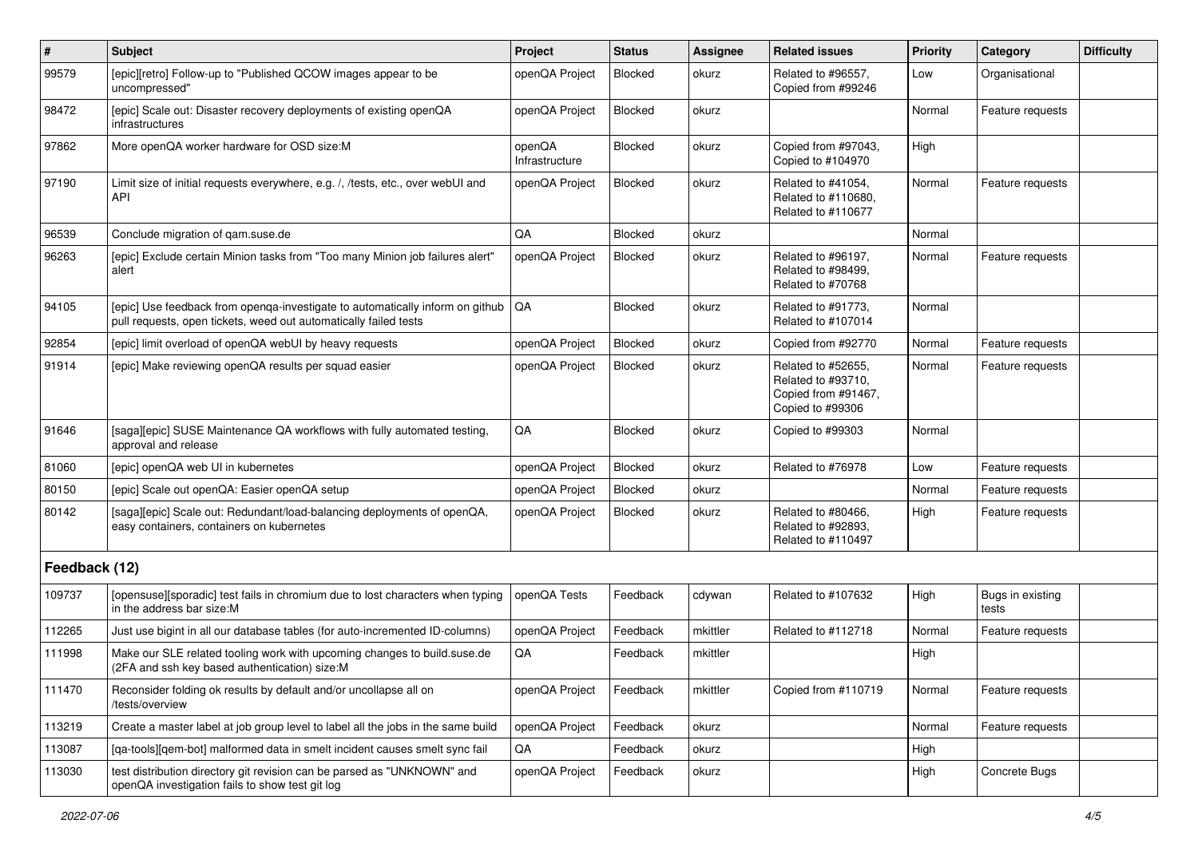| # | Subject | Project | Status | Assignee | Related issues | Priority | Category | Difficulty |
|---|---|---|---|---|---|---|---|---|
| 99579 | [epic][retro] Follow-up to "Published QCOW images appear to be uncompressed" | openQA Project | Blocked | okurz | Related to #96557, Copied from #99246 | Low | Organisational | |
| 98472 | [epic] Scale out: Disaster recovery deployments of existing openQA infrastructures | openQA Project | Blocked | okurz | | Normal | Feature requests | |
| 97862 | More openQA worker hardware for OSD size:M | openQA Infrastructure | Blocked | okurz | Copied from #97043, Copied to #104970 | High | | |
| 97190 | Limit size of initial requests everywhere, e.g. /, /tests, etc., over webUI and API | openQA Project | Blocked | okurz | Related to #41054, Related to #110680, Related to #110677 | Normal | Feature requests | |
| 96539 | Conclude migration of qam.suse.de | QA | Blocked | okurz | | Normal | | |
| 96263 | [epic] Exclude certain Minion tasks from "Too many Minion job failures alert" alert | openQA Project | Blocked | okurz | Related to #96197, Related to #98499, Related to #70768 | Normal | Feature requests | |
| 94105 | [epic] Use feedback from openqa-investigate to automatically inform on github pull requests, open tickets, weed out automatically failed tests | QA | Blocked | okurz | Related to #91773, Related to #107014 | Normal | | |
| 92854 | [epic] limit overload of openQA webUI by heavy requests | openQA Project | Blocked | okurz | Copied from #92770 | Normal | Feature requests | |
| 91914 | [epic] Make reviewing openQA results per squad easier | openQA Project | Blocked | okurz | Related to #52655, Related to #93710, Copied from #91467, Copied to #99306 | Normal | Feature requests | |
| 91646 | [saga][epic] SUSE Maintenance QA workflows with fully automated testing, approval and release | QA | Blocked | okurz | Copied to #99303 | Normal | | |
| 81060 | [epic] openQA web UI in kubernetes | openQA Project | Blocked | okurz | Related to #76978 | Low | Feature requests | |
| 80150 | [epic] Scale out openQA: Easier openQA setup | openQA Project | Blocked | okurz | | Normal | Feature requests | |
| 80142 | [saga][epic] Scale out: Redundant/load-balancing deployments of openQA, easy containers, containers on kubernetes | openQA Project | Blocked | okurz | Related to #80466, Related to #92893, Related to #110497 | High | Feature requests | |
| **Feedback (12)** | | | | | | | | |
| 109737 | [opensuse][sporadic] test fails in chromium due to lost characters when typing in the address bar size:M | openQA Tests | Feedback | cdywan | Related to #107632 | High | Bugs in existing tests | |
| 112265 | Just use bigint in all our database tables (for auto-incremented ID-columns) | openQA Project | Feedback | mkittler | Related to #112718 | Normal | Feature requests | |
| 111998 | Make our SLE related tooling work with upcoming changes to build.suse.de (2FA and ssh key based authentication) size:M | QA | Feedback | mkittler | | High | | |
| 111470 | Reconsider folding ok results by default and/or uncollapse all on /tests/overview | openQA Project | Feedback | mkittler | Copied from #110719 | Normal | Feature requests | |
| 113219 | Create a master label at job group level to label all the jobs in the same build | openQA Project | Feedback | okurz | | Normal | Feature requests | |
| 113087 | [qa-tools][qem-bot] malformed data in smelt incident causes smelt sync fail | QA | Feedback | okurz | | High | | |
| 113030 | test distribution directory git revision can be parsed as "UNKNOWN" and openQA investigation fails to show test git log | openQA Project | Feedback | okurz | | High | Concrete Bugs | |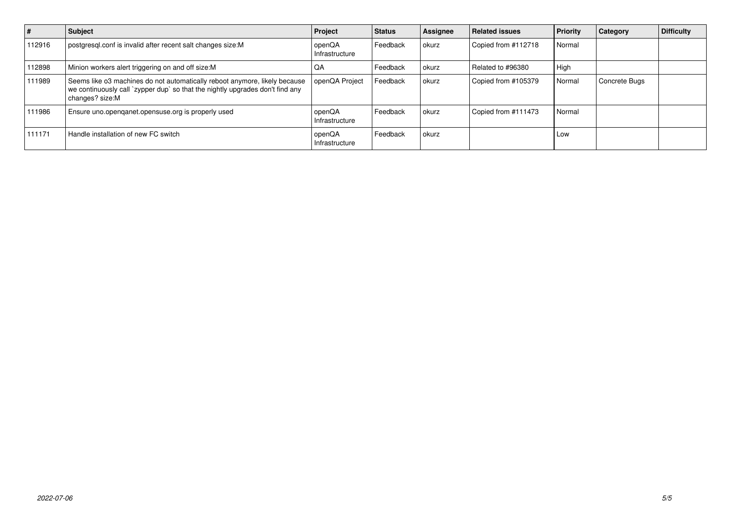| # | Subject | Project | Status | Assignee | Related issues | Priority | Category | Difficulty |
|---|---|---|---|---|---|---|---|---|
| 112916 | postgresql.conf is invalid after recent salt changes size:M | openQA Infrastructure | Feedback | okurz | Copied from #112718 | Normal | | |
| 112898 | Minion workers alert triggering on and off size:M | QA | Feedback | okurz | Related to #96380 | High | | |
| 111989 | Seems like o3 machines do not automatically reboot anymore, likely because we continuously call `zypper dup` so that the nightly upgrades don't find any changes? size:M | openQA Project | Feedback | okurz | Copied from #105379 | Normal | Concrete Bugs | |
| 111986 | Ensure uno.openqanet.opensuse.org is properly used | openQA Infrastructure | Feedback | okurz | Copied from #111473 | Normal | | |
| 111171 | Handle installation of new FC switch | openQA Infrastructure | Feedback | okurz | | Low | | |